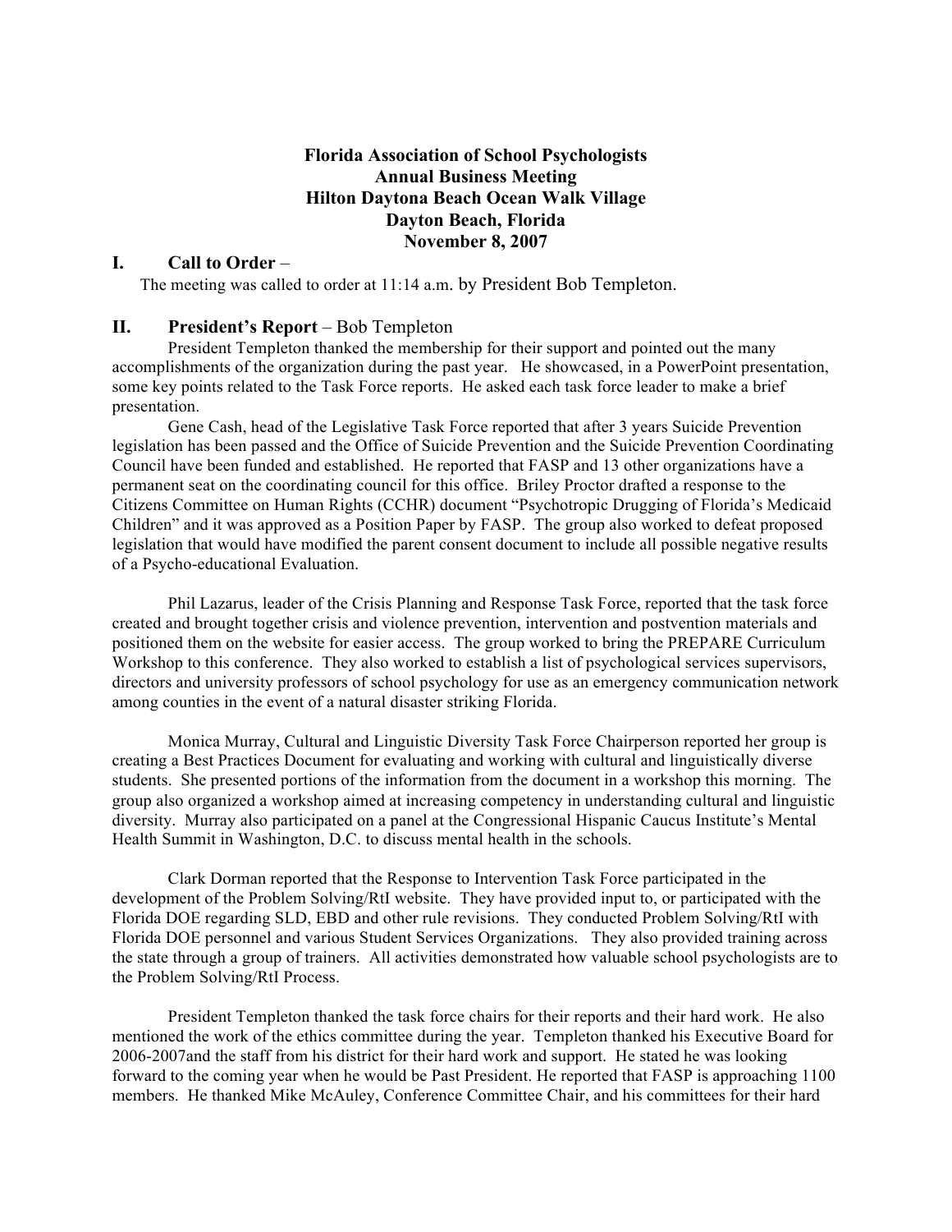**Florida Association of School Psychologists**
**Annual Business Meeting**
**Hilton Daytona Beach Ocean Walk Village**
**Dayton Beach, Florida**
**November 8, 2007**

## I. Call to Order –

The meeting was called to order at 11:14 a.m. by President Bob Templeton.

## II. President's Report – Bob Templeton

President Templeton thanked the membership for their support and pointed out the many accomplishments of the organization during the past year. He showcased, in a PowerPoint presentation, some key points related to the Task Force reports. He asked each task force leader to make a brief presentation.

Gene Cash, head of the Legislative Task Force reported that after 3 years Suicide Prevention legislation has been passed and the Office of Suicide Prevention and the Suicide Prevention Coordinating Council have been funded and established. He reported that FASP and 13 other organizations have a permanent seat on the coordinating council for this office. Briley Proctor drafted a response to the Citizens Committee on Human Rights (CCHR) document "Psychotropic Drugging of Florida's Medicaid Children" and it was approved as a Position Paper by FASP. The group also worked to defeat proposed legislation that would have modified the parent consent document to include all possible negative results of a Psycho-educational Evaluation.

Phil Lazarus, leader of the Crisis Planning and Response Task Force, reported that the task force created and brought together crisis and violence prevention, intervention and postvention materials and positioned them on the website for easier access. The group worked to bring the PREPARE Curriculum Workshop to this conference. They also worked to establish a list of psychological services supervisors, directors and university professors of school psychology for use as an emergency communication network among counties in the event of a natural disaster striking Florida.

Monica Murray, Cultural and Linguistic Diversity Task Force Chairperson reported her group is creating a Best Practices Document for evaluating and working with cultural and linguistically diverse students. She presented portions of the information from the document in a workshop this morning. The group also organized a workshop aimed at increasing competency in understanding cultural and linguistic diversity. Murray also participated on a panel at the Congressional Hispanic Caucus Institute's Mental Health Summit in Washington, D.C. to discuss mental health in the schools.

Clark Dorman reported that the Response to Intervention Task Force participated in the development of the Problem Solving/RtI website. They have provided input to, or participated with the Florida DOE regarding SLD, EBD and other rule revisions. They conducted Problem Solving/RtI with Florida DOE personnel and various Student Services Organizations. They also provided training across the state through a group of trainers. All activities demonstrated how valuable school psychologists are to the Problem Solving/RtI Process.

President Templeton thanked the task force chairs for their reports and their hard work. He also mentioned the work of the ethics committee during the year. Templeton thanked his Executive Board for 2006-2007and the staff from his district for their hard work and support. He stated he was looking forward to the coming year when he would be Past President. He reported that FASP is approaching 1100 members. He thanked Mike McAuley, Conference Committee Chair, and his committees for their hard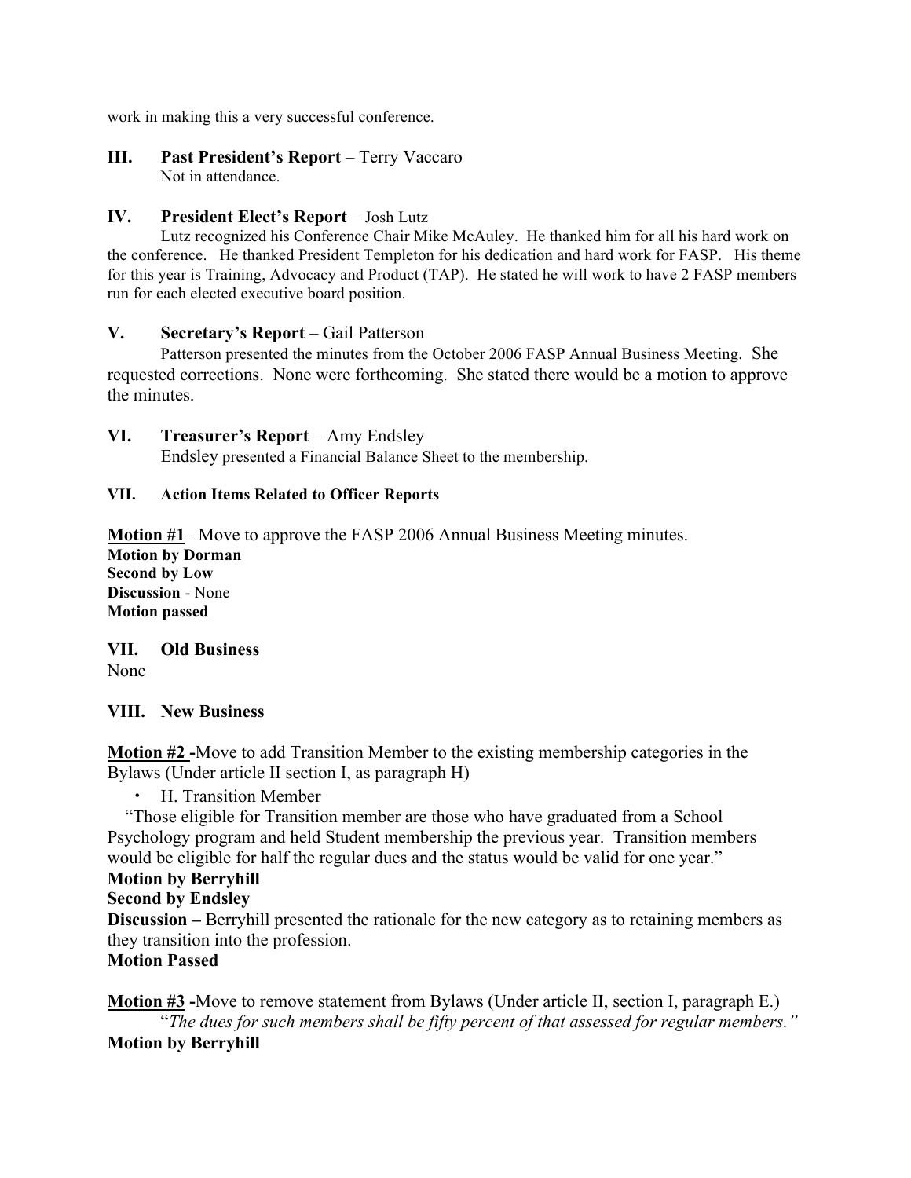work in making this a very successful conference.

## III. Past President's Report – Terry Vaccaro

Not in attendance.

## IV. President Elect's Report – Josh Lutz

Lutz recognized his Conference Chair Mike McAuley. He thanked him for all his hard work on the conference. He thanked President Templeton for his dedication and hard work for FASP. His theme for this year is Training, Advocacy and Product (TAP). He stated he will work to have 2 FASP members run for each elected executive board position.

## V. Secretary's Report – Gail Patterson

Patterson presented the minutes from the October 2006 FASP Annual Business Meeting. She requested corrections. None were forthcoming. She stated there would be a motion to approve the minutes.

## VI. Treasurer's Report – Amy Endsley

Endsley presented a Financial Balance Sheet to the membership.

## VII. Action Items Related to Officer Reports

**Motion #1**– Move to approve the FASP 2006 Annual Business Meeting minutes.
**Motion by Dorman**
**Second by Low**
**Discussion** - None
**Motion passed**

## VII. Old Business

None

## VIII. New Business

**Motion #2** -Move to add Transition Member to the existing membership categories in the Bylaws (Under article II section I, as paragraph H)

- H. Transition Member

"Those eligible for Transition member are those who have graduated from a School Psychology program and held Student membership the previous year. Transition members would be eligible for half the regular dues and the status would be valid for one year."
**Motion by Berryhill**
**Second by Endsley**
**Discussion –** Berryhill presented the rationale for the new category as to retaining members as they transition into the profession.
**Motion Passed**

**Motion #3** -Move to remove statement from Bylaws (Under article II, section I, paragraph E.)

"*The dues for such members shall be fifty percent of that assessed for regular members."*
**Motion by Berryhill**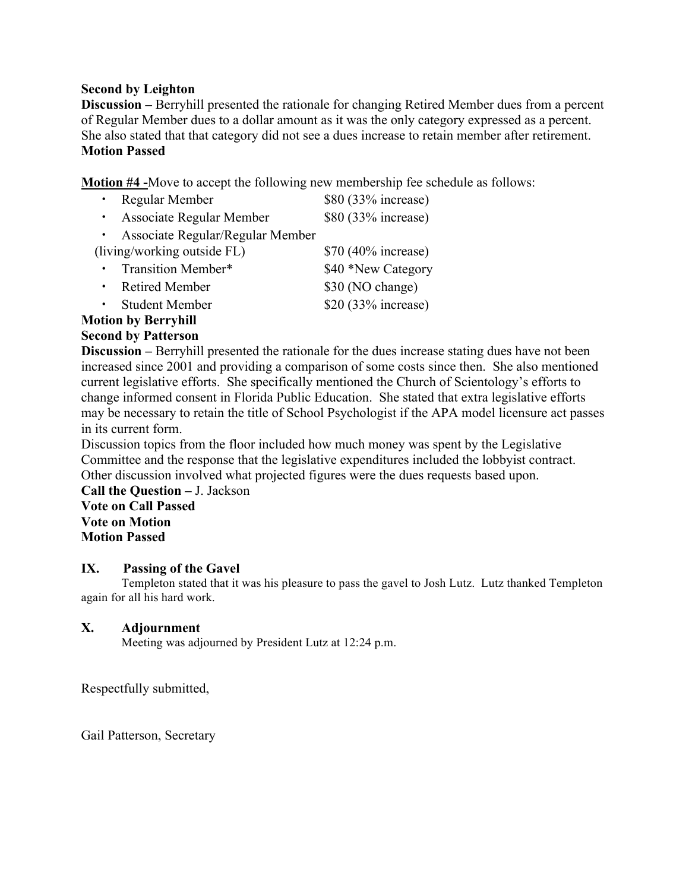**Second by Leighton**
**Discussion –** Berryhill presented the rationale for changing Retired Member dues from a percent of Regular Member dues to a dollar amount as it was the only category expressed as a percent. She also stated that that category did not see a dues increase to retain member after retirement.
**Motion Passed**

**Motion #4 -**Move to accept the following new membership fee schedule as follows:

| | |
|---|---|
| • Regular Member | $80 (33% increase) |
| • Associate Regular Member | $80 (33% increase) |
| • Associate Regular/Regular Member (living/working outside FL) | $70 (40% increase) |
| • Transition Member* | $40 *New Category |
| • Retired Member | $30 (NO change) |
| • Student Member | $20 (33% increase) |

**Motion by Berryhill**
**Second by Patterson**
**Discussion –** Berryhill presented the rationale for the dues increase stating dues have not been increased since 2001 and providing a comparison of some costs since then. She also mentioned current legislative efforts. She specifically mentioned the Church of Scientology's efforts to change informed consent in Florida Public Education. She stated that extra legislative efforts may be necessary to retain the title of School Psychologist if the APA model licensure act passes in its current form.
Discussion topics from the floor included how much money was spent by the Legislative Committee and the response that the legislative expenditures included the lobbyist contract. Other discussion involved what projected figures were the dues requests based upon.
**Call the Question –** J. Jackson
**Vote on Call Passed**
**Vote on Motion**
**Motion Passed**

## IX. Passing of the Gavel

Templeton stated that it was his pleasure to pass the gavel to Josh Lutz. Lutz thanked Templeton again for all his hard work.

## X. Adjournment

Meeting was adjourned by President Lutz at 12:24 p.m.

Respectfully submitted,

Gail Patterson, Secretary